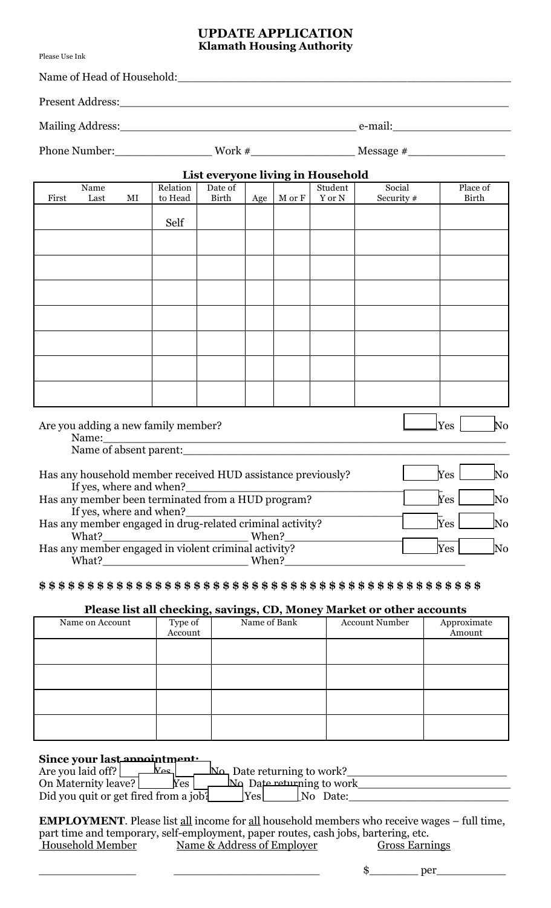# UPDATE APPLICATION
## Klamath Housing Authority

Please Use Ink

Name of Head of Household:\_\_\_\_\_\_\_\_\_\_\_\_\_\_\_\_\_\_\_\_\_\_\_\_\_\_\_\_\_\_\_\_\_\_\_\_\_\_\_\_\_\_\_\_

Present Address:\_\_\_\_\_\_\_\_\_\_\_\_\_\_\_\_\_\_\_\_\_\_\_\_\_\_\_\_\_\_\_\_\_\_\_\_\_\_\_\_\_\_\_\_\_\_\_\_\_\_

Mailing Address:\_\_\_\_\_\_\_\_\_\_\_\_\_\_\_\_\_\_\_\_\_\_\_\_\_\_\_\_\_\_\_\_\_\_ e-mail:\_\_\_\_\_\_\_\_\_\_\_\_\_\_\_\_\_\_

Phone Number:\_\_\_\_\_\_\_\_\_\_\_\_\_\_\_ Work #\_\_\_\_\_\_\_\_\_\_\_\_\_\_\_\_ Message #\_\_\_\_\_\_\_\_\_\_\_\_\_\_\_

### List everyone living in Household

| Name First Last MI | Relation to Head | Date of Birth | Age | M or F | Student Y or N | Social Security # | Place of Birth |
|---|---|---|---|---|---|---|---|
| | Self | | | | | | |
| | | | | | | | |
| | | | | | | | |
| | | | | | | | |
| | | | | | | | |
| | | | | | | | |
| | | | | | | | |
| | | | | | | | |

Are you adding a new family member? ☐ Yes ☐ No
Name:\_\_\_\_\_\_\_\_\_\_\_\_\_\_\_\_\_\_\_\_\_\_\_\_\_\_\_\_\_\_\_\_\_\_\_\_\_\_\_\_\_\_\_\_\_\_\_\_\_\_
Name of absent parent:\_\_\_\_\_\_\_\_\_\_\_\_\_\_\_\_\_\_\_\_\_\_\_\_\_\_\_\_\_\_\_\_\_\_\_\_\_\_\_\_\_\_\_\_

Has any household member received HUD assistance previously? ☐ Yes ☐ No
If yes, where and when?\_\_\_\_\_\_\_\_\_\_\_\_\_\_\_\_\_\_\_\_\_\_\_\_\_\_\_\_\_\_\_\_\_\_\_\_\_

Has any member been terminated from a HUD program? ☐ Yes ☐ No
If yes, where and when?\_\_\_\_\_\_\_\_\_\_\_\_\_\_\_\_\_\_\_\_\_\_\_\_\_\_\_\_\_\_\_\_\_\_\_\_\_

Has any member engaged in drug-related criminal activity? ☐ Yes ☐ No
What?\_\_\_\_\_\_\_\_\_\_\_\_\_\_\_\_\_\_\_\_\_\_ When?\_\_\_\_\_\_\_\_\_\_\_\_\_\_\_\_\_\_

Has any member engaged in violent criminal activity? ☐ Yes ☐ No
What?\_\_\_\_\_\_\_\_\_\_\_\_\_\_\_\_\_\_\_\_\_\_ When?\_\_\_\_\_\_\_\_\_\_\_\_\_\_\_\_\_\_\_\_\_\_\_\_\_\_\_

**$ $ $ $ $ $ $ $ $ $ $ $ $ $ $ $ $ $ $ $ $ $ $ $ $ $ $ $ $ $ $ $ $ $ $ $ $ $ $ $ $ $ $ $ $ $ $ $**

### Please list all checking, savings, CD, Money Market or other accounts

| Name on Account | Type of Account | Name of Bank | Account Number | Approximate Amount |
|---|---|---|---|---|
| | | | | |
| | | | | |
| | | | | |
| | | | | |

**Since your last appointment:**

Are you laid off? ☐ Yes ☐ No Date returning to work?\_\_\_\_\_\_\_\_\_\_\_\_\_\_\_\_\_\_\_\_\_\_\_
On Maternity leave? ☐ Yes ☐ No Date returning to work\_\_\_\_\_\_\_\_\_\_\_\_\_\_\_\_\_\_\_\_\_\_\_
Did you quit or get fired from a job? ☐ Yes ☐ No Date:\_\_\_\_\_\_\_\_\_\_\_\_\_\_\_\_\_\_\_\_\_\_\_

**EMPLOYMENT**. Please list all income for all household members who receive wages – full time, part time and temporary, self-employment, paper routes, cash jobs, bartering, etc.

| Household Member | Name & Address of Employer | Gross Earnings |
|---|---|---|
| \_\_\_\_\_\_\_\_\_\_\_\_\_\_\_ | \_\_\_\_\_\_\_\_\_\_\_\_\_\_\_\_\_\_\_\_\_\_\_\_ | $\_\_\_\_\_\_\_\_ per\_\_\_\_\_\_\_\_\_\_\_ |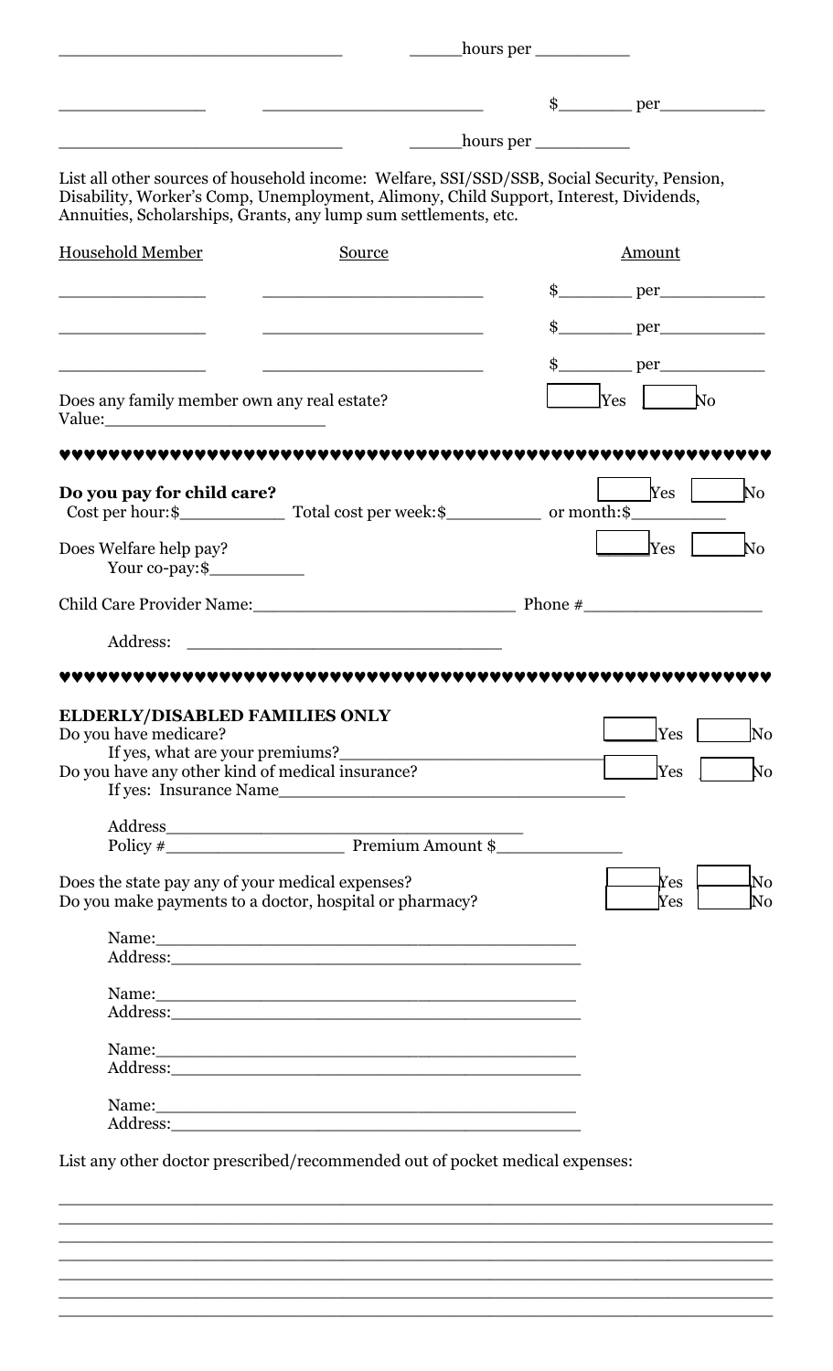\_\_\_\_\_\_\_\_\_\_\_\_\_\_\_\_\_\_\_\_\_\_\_\_\_\_\_\_ \_\_\_\_\_hours per \_\_\_\_\_\_\_\_\_

\_\_\_\_\_\_\_\_\_\_\_\_\_\_\_ \_\_\_\_\_\_\_\_\_\_\_\_\_\_\_\_\_\_\_\_\_\_ $\_\_\_\_\_\_\_ per\_\_\_\_\_\_\_\_\_\_

\_\_\_\_\_\_\_\_\_\_\_\_\_\_\_\_\_\_\_\_\_\_\_\_\_\_\_\_ \_\_\_\_\_hours per \_\_\_\_\_\_\_\_\_

List all other sources of household income: Welfare, SSI/SSD/SSB, Social Security, Pension, Disability, Worker's Comp, Unemployment, Alimony, Child Support, Interest, Dividends, Annuities, Scholarships, Grants, any lump sum settlements, etc.

| Household Member | Source | Amount |
|---|---|---|
| \_\_\_\_\_\_\_\_\_\_\_\_\_\_\_ | \_\_\_\_\_\_\_\_\_\_\_\_\_\_\_\_\_\_\_\_\_\_ | $\_\_\_\_\_\_\_ per\_\_\_\_\_\_\_\_\_\_ |
| \_\_\_\_\_\_\_\_\_\_\_\_\_\_\_ | \_\_\_\_\_\_\_\_\_\_\_\_\_\_\_\_\_\_\_\_\_\_ | $\_\_\_\_\_\_\_ per\_\_\_\_\_\_\_\_\_\_ |
| \_\_\_\_\_\_\_\_\_\_\_\_\_\_\_ | \_\_\_\_\_\_\_\_\_\_\_\_\_\_\_\_\_\_\_\_\_\_ | $\_\_\_\_\_\_\_ per\_\_\_\_\_\_\_\_\_\_ |

Does any family member own any real estate? ☐ Yes ☐ No
Value:\_\_\_\_\_\_\_\_\_\_\_\_\_\_\_\_\_\_\_\_\_\_

♥♥♥♥♥♥♥♥♥♥♥♥♥♥♥♥♥♥♥♥♥♥♥♥♥♥♥♥♥♥♥♥♥♥♥♥♥♥♥♥♥♥♥♥♥♥♥♥♥♥♥♥♥♥♥♥♥♥♥♥

**Do you pay for child care?** ☐ Yes ☐ No
Cost per hour:$\_\_\_\_\_\_\_\_\_\_ Total cost per week:$\_\_\_\_\_\_\_\_\_ or month:$\_\_\_\_\_\_\_\_\_

Does Welfare help pay? ☐ Yes ☐ No
Your co-pay:$\_\_\_\_\_\_\_\_\_\_

Child Care Provider Name:\_\_\_\_\_\_\_\_\_\_\_\_\_\_\_\_\_\_\_\_\_\_\_\_\_\_ Phone #\_\_\_\_\_\_\_\_\_\_\_\_\_\_\_\_\_\_

Address: \_\_\_\_\_\_\_\_\_\_\_\_\_\_\_\_\_\_\_\_\_\_\_\_\_\_\_\_\_\_\_

♥♥♥♥♥♥♥♥♥♥♥♥♥♥♥♥♥♥♥♥♥♥♥♥♥♥♥♥♥♥♥♥♥♥♥♥♥♥♥♥♥♥♥♥♥♥♥♥♥♥♥♥♥♥♥♥♥♥♥♥

**ELDERLY/DISABLED FAMILIES ONLY**

Do you have medicare? ☐ Yes ☐ No
If yes, what are your premiums?\_\_\_\_\_\_\_\_\_\_\_\_\_\_\_\_\_\_\_\_\_\_\_\_\_
Do you have any other kind of medical insurance? ☐ Yes ☐ No
If yes: Insurance Name\_\_\_\_\_\_\_\_\_\_\_\_\_\_\_\_\_\_\_\_\_\_\_\_\_\_\_\_\_\_\_\_\_\_\_

Address\_\_\_\_\_\_\_\_\_\_\_\_\_\_\_\_\_\_\_\_\_\_\_\_\_\_\_\_\_\_\_\_\_\_\_\_\_\_
Policy #\_\_\_\_\_\_\_\_\_\_\_\_\_\_\_\_\_\_ Premium Amount $\_\_\_\_\_\_\_\_\_\_\_\_

Does the state pay any of your medical expenses? ☐ Yes ☐ No
Do you make payments to a doctor, hospital or pharmacy? ☐ Yes ☐ No

Name:\_\_\_\_\_\_\_\_\_\_\_\_\_\_\_\_\_\_\_\_\_\_\_\_\_\_\_\_\_\_\_\_\_\_\_\_\_\_\_\_\_\_
Address:\_\_\_\_\_\_\_\_\_\_\_\_\_\_\_\_\_\_\_\_\_\_\_\_\_\_\_\_\_\_\_\_\_\_\_\_\_\_\_\_\_

Name:\_\_\_\_\_\_\_\_\_\_\_\_\_\_\_\_\_\_\_\_\_\_\_\_\_\_\_\_\_\_\_\_\_\_\_\_\_\_\_\_\_\_
Address:\_\_\_\_\_\_\_\_\_\_\_\_\_\_\_\_\_\_\_\_\_\_\_\_\_\_\_\_\_\_\_\_\_\_\_\_\_\_\_\_\_

Name:\_\_\_\_\_\_\_\_\_\_\_\_\_\_\_\_\_\_\_\_\_\_\_\_\_\_\_\_\_\_\_\_\_\_\_\_\_\_\_\_\_\_
Address:\_\_\_\_\_\_\_\_\_\_\_\_\_\_\_\_\_\_\_\_\_\_\_\_\_\_\_\_\_\_\_\_\_\_\_\_\_\_\_\_\_

Name:\_\_\_\_\_\_\_\_\_\_\_\_\_\_\_\_\_\_\_\_\_\_\_\_\_\_\_\_\_\_\_\_\_\_\_\_\_\_\_\_\_\_
Address:\_\_\_\_\_\_\_\_\_\_\_\_\_\_\_\_\_\_\_\_\_\_\_\_\_\_\_\_\_\_\_\_\_\_\_\_\_\_\_\_\_

List any other doctor prescribed/recommended out of pocket medical expenses:

\_\_\_\_\_\_\_\_\_\_\_\_\_\_\_\_\_\_\_\_\_\_\_\_\_\_\_\_\_\_\_\_\_\_\_\_\_\_\_\_\_\_\_\_\_\_\_\_\_\_\_\_\_\_\_\_\_\_\_\_\_\_\_\_\_\_\_
\_\_\_\_\_\_\_\_\_\_\_\_\_\_\_\_\_\_\_\_\_\_\_\_\_\_\_\_\_\_\_\_\_\_\_\_\_\_\_\_\_\_\_\_\_\_\_\_\_\_\_\_\_\_\_\_\_\_\_\_\_\_\_\_\_\_\_
\_\_\_\_\_\_\_\_\_\_\_\_\_\_\_\_\_\_\_\_\_\_\_\_\_\_\_\_\_\_\_\_\_\_\_\_\_\_\_\_\_\_\_\_\_\_\_\_\_\_\_\_\_\_\_\_\_\_\_\_\_\_\_\_\_\_\_
\_\_\_\_\_\_\_\_\_\_\_\_\_\_\_\_\_\_\_\_\_\_\_\_\_\_\_\_\_\_\_\_\_\_\_\_\_\_\_\_\_\_\_\_\_\_\_\_\_\_\_\_\_\_\_\_\_\_\_\_\_\_\_\_\_\_\_
\_\_\_\_\_\_\_\_\_\_\_\_\_\_\_\_\_\_\_\_\_\_\_\_\_\_\_\_\_\_\_\_\_\_\_\_\_\_\_\_\_\_\_\_\_\_\_\_\_\_\_\_\_\_\_\_\_\_\_\_\_\_\_\_\_\_\_
\_\_\_\_\_\_\_\_\_\_\_\_\_\_\_\_\_\_\_\_\_\_\_\_\_\_\_\_\_\_\_\_\_\_\_\_\_\_\_\_\_\_\_\_\_\_\_\_\_\_\_\_\_\_\_\_\_\_\_\_\_\_\_\_\_\_\_
\_\_\_\_\_\_\_\_\_\_\_\_\_\_\_\_\_\_\_\_\_\_\_\_\_\_\_\_\_\_\_\_\_\_\_\_\_\_\_\_\_\_\_\_\_\_\_\_\_\_\_\_\_\_\_\_\_\_\_\_\_\_\_\_\_\_\_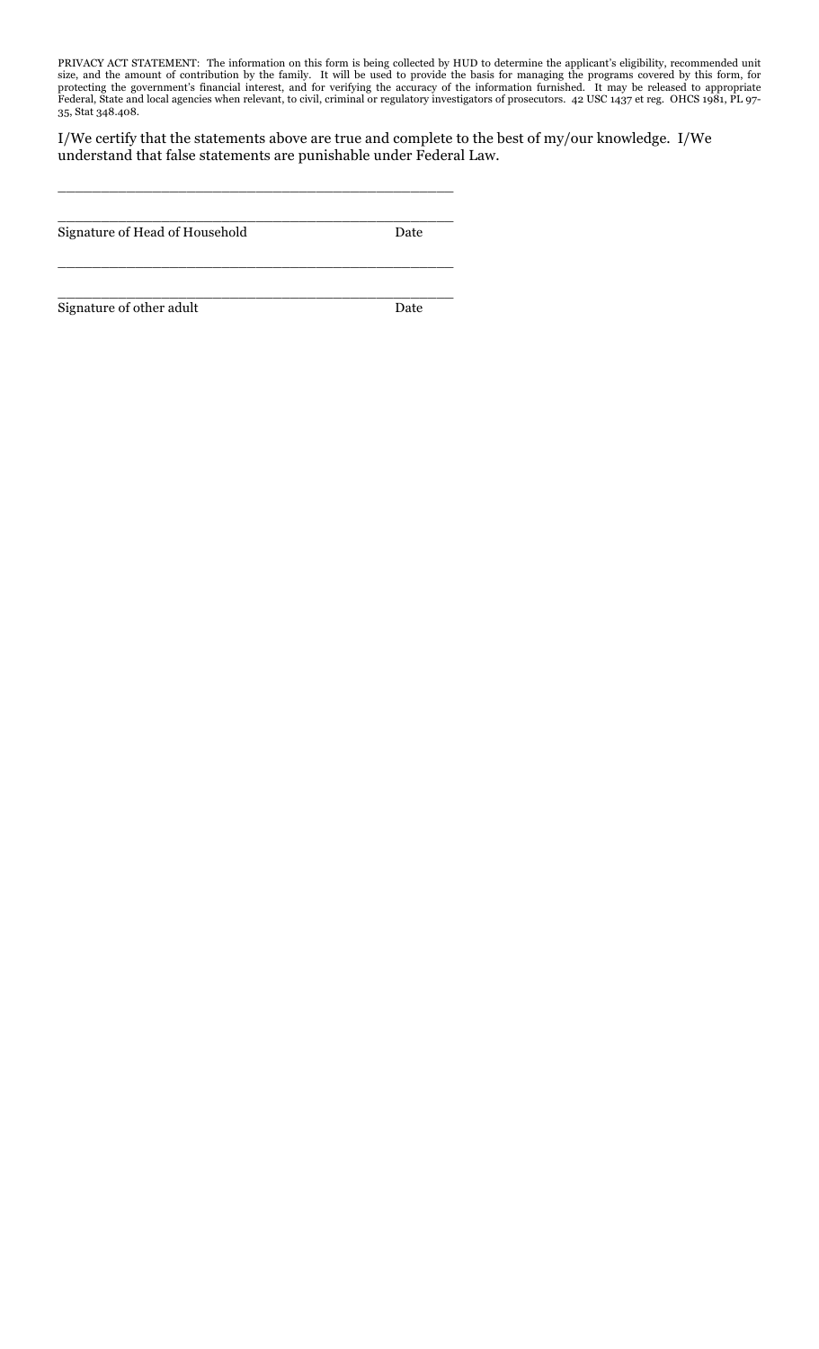PRIVACY ACT STATEMENT: The information on this form is being collected by HUD to determine the applicant's eligibility, recommended unit size, and the amount of contribution by the family. It will be used to provide the basis for managing the programs covered by this form, for protecting the government's financial interest, and for verifying the accuracy of the information furnished. It may be released to appropriate Federal, State and local agencies when relevant, to civil, criminal or regulatory investigators of prosecutors. 42 USC 1437 et reg. OHCS 1981, PL 97-35, Stat 348.408.

I/We certify that the statements above are true and complete to the best of my/our knowledge. I/We understand that false statements are punishable under Federal Law.

\_\_\_\_\_\_\_\_\_\_\_\_\_\_\_\_\_\_\_\_\_\_\_\_\_\_\_\_\_\_\_\_\_\_\_\_\_\_\_\_\_\_\_\_\_\_

\_\_\_\_\_\_\_\_\_\_\_\_\_\_\_\_\_\_\_\_\_\_\_\_\_\_\_\_\_\_\_\_\_\_\_\_\_\_\_\_\_\_\_\_\_\_

Signature of Head of Household                    Date

\_\_\_\_\_\_\_\_\_\_\_\_\_\_\_\_\_\_\_\_\_\_\_\_\_\_\_\_\_\_\_\_\_\_\_\_\_\_\_\_\_\_\_\_\_\_

\_\_\_\_\_\_\_\_\_\_\_\_\_\_\_\_\_\_\_\_\_\_\_\_\_\_\_\_\_\_\_\_\_\_\_\_\_\_\_\_\_\_\_\_\_\_

Signature of other adult                    Date